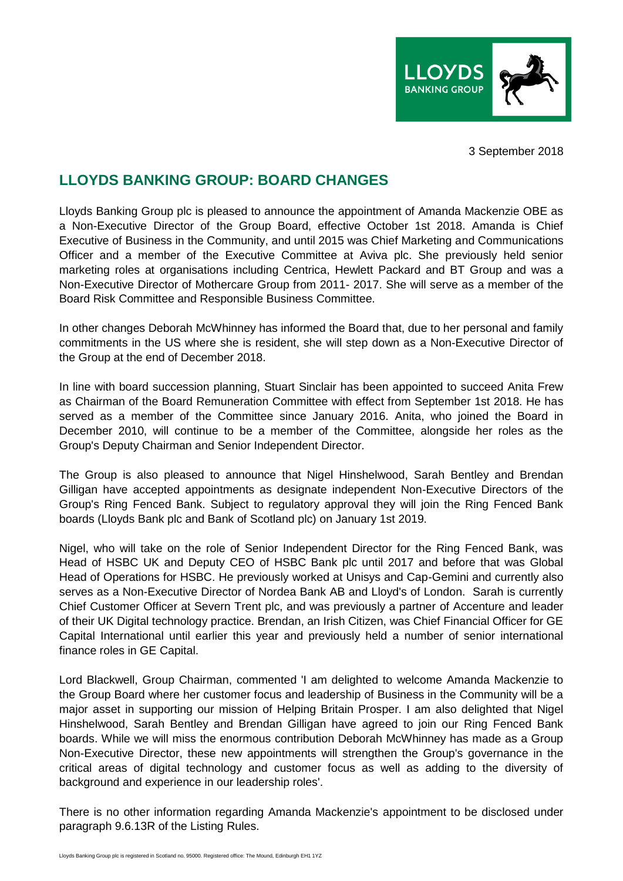3 September 2018

# LLOYDS BANKING GROUP: BOARD CHANGES

Lloyds Banking Group plc is pleased to announce the appointment of Amanda Mackenzie OBE as a Non-Executive Director of the Group Board, effective October 1st 2018. Amanda is Chief Executive of Business in the Community, and until 2015 was Chief Marketing and Communications Officer and a member of the Executive Committee at Aviva plc. She previously held senior marketing roles at organisations including Centrica, Hewlett Packard and BT Group and was a Non-Executive Director of Mothercare Group from 2011- 2017. She will serve as a member of the Board Risk Committee and Responsible Business Committee.

In other changes Deborah McWhinney has informed the Board that, due to her personal and family commitments in the US where she is resident, she will step down as a Non-Executive Director of the Group at the end of December 2018.

In line with board succession planning, Stuart Sinclair has been appointed to succeed Anita Frew as Chairman of the Board Remuneration Committee with effect from September 1st 2018. He has served as a member of the Committee since January 2016. Anita, who joined the Board in December 2010, will continue to be a member of the Committee, alongside her roles as the Group's Deputy Chairman and Senior Independent Director.

The Group is also pleased to announce that Nigel Hinshelwood, Sarah Bentley and Brendan Gilligan have accepted appointments as designate independent Non-Executive Directors of the Group's Ring Fenced Bank. Subject to regulatory approval they will join the Ring Fenced Bank boards (Lloyds Bank plc and Bank of Scotland plc) on January 1st 2019.

Nigel, who will take on the role of Senior Independent Director for the Ring Fenced Bank, was Head of HSBC UK and Deputy CEO of HSBC Bank plc until 2017 and before that was Global Head of Operations for HSBC. He previously worked at Unisys and Cap-Gemini and currently also serves as a Non-Executive Director of Nordea Bank AB and Lloyd's of London. Sarah is currently Chief Customer Officer at Severn Trent plc, and was previously a partner of Accenture and leader of their UK Digital technology practice. Brendan, an Irish Citizen, was Chief Financial Officer for GE Capital International until earlier this year and previously held a number of senior international finance roles in GE Capital.

Lord Blackwell, Group Chairman, commented 'I am delighted to welcome Amanda Mackenzie to the Group Board where her customer focus and leadership of Business in the Community will be a major asset in supporting our mission of Helping Britain Prosper. I am also delighted that Nigel Hinshelwood, Sarah Bentley and Brendan Gilligan have agreed to join our Ring Fenced Bank boards. While we will miss the enormous contribution Deborah McWhinney has made as a Group Non-Executive Director, these new appointments will strengthen the Group's governance in the critical areas of digital technology and customer focus as well as adding to the diversity of background and experience in our leadership roles'.

There is no other information regarding Amanda Mackenzie's appointment to be disclosed under paragraph 9.6.13R of the Listing Rules.

Lloyds Banking Group plc is registered in Scotland no. 95000. Registered office: The Mound, Edinburgh EH1 1YZ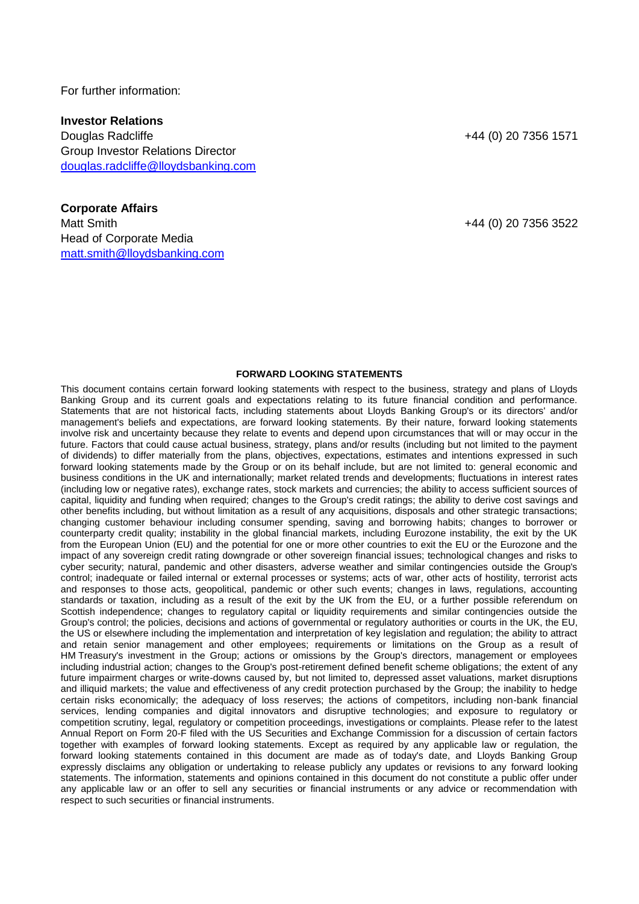For further information:

**Investor Relations**
Douglas Radcliffe +44 (0) 20 7356 1571
Group Investor Relations Director
douglas.radcliffe@lloydsbanking.com

**Corporate Affairs**
Matt Smith +44 (0) 20 7356 3522
Head of Corporate Media
matt.smith@lloydsbanking.com

**FORWARD LOOKING STATEMENTS**

This document contains certain forward looking statements with respect to the business, strategy and plans of Lloyds Banking Group and its current goals and expectations relating to its future financial condition and performance. Statements that are not historical facts, including statements about Lloyds Banking Group's or its directors' and/or management's beliefs and expectations, are forward looking statements. By their nature, forward looking statements involve risk and uncertainty because they relate to events and depend upon circumstances that will or may occur in the future. Factors that could cause actual business, strategy, plans and/or results (including but not limited to the payment of dividends) to differ materially from the plans, objectives, expectations, estimates and intentions expressed in such forward looking statements made by the Group or on its behalf include, but are not limited to: general economic and business conditions in the UK and internationally; market related trends and developments; fluctuations in interest rates (including low or negative rates), exchange rates, stock markets and currencies; the ability to access sufficient sources of capital, liquidity and funding when required; changes to the Group's credit ratings; the ability to derive cost savings and other benefits including, but without limitation as a result of any acquisitions, disposals and other strategic transactions; changing customer behaviour including consumer spending, saving and borrowing habits; changes to borrower or counterparty credit quality; instability in the global financial markets, including Eurozone instability, the exit by the UK from the European Union (EU) and the potential for one or more other countries to exit the EU or the Eurozone and the impact of any sovereign credit rating downgrade or other sovereign financial issues; technological changes and risks to cyber security; natural, pandemic and other disasters, adverse weather and similar contingencies outside the Group's control; inadequate or failed internal or external processes or systems; acts of war, other acts of hostility, terrorist acts and responses to those acts, geopolitical, pandemic or other such events; changes in laws, regulations, accounting standards or taxation, including as a result of the exit by the UK from the EU, or a further possible referendum on Scottish independence; changes to regulatory capital or liquidity requirements and similar contingencies outside the Group's control; the policies, decisions and actions of governmental or regulatory authorities or courts in the UK, the EU, the US or elsewhere including the implementation and interpretation of key legislation and regulation; the ability to attract and retain senior management and other employees; requirements or limitations on the Group as a result of HM Treasury's investment in the Group; actions or omissions by the Group's directors, management or employees including industrial action; changes to the Group's post-retirement defined benefit scheme obligations; the extent of any future impairment charges or write-downs caused by, but not limited to, depressed asset valuations, market disruptions and illiquid markets; the value and effectiveness of any credit protection purchased by the Group; the inability to hedge certain risks economically; the adequacy of loss reserves; the actions of competitors, including non-bank financial services, lending companies and digital innovators and disruptive technologies; and exposure to regulatory or competition scrutiny, legal, regulatory or competition proceedings, investigations or complaints. Please refer to the latest Annual Report on Form 20-F filed with the US Securities and Exchange Commission for a discussion of certain factors together with examples of forward looking statements. Except as required by any applicable law or regulation, the forward looking statements contained in this document are made as of today's date, and Lloyds Banking Group expressly disclaims any obligation or undertaking to release publicly any updates or revisions to any forward looking statements. The information, statements and opinions contained in this document do not constitute a public offer under any applicable law or an offer to sell any securities or financial instruments or any advice or recommendation with respect to such securities or financial instruments.